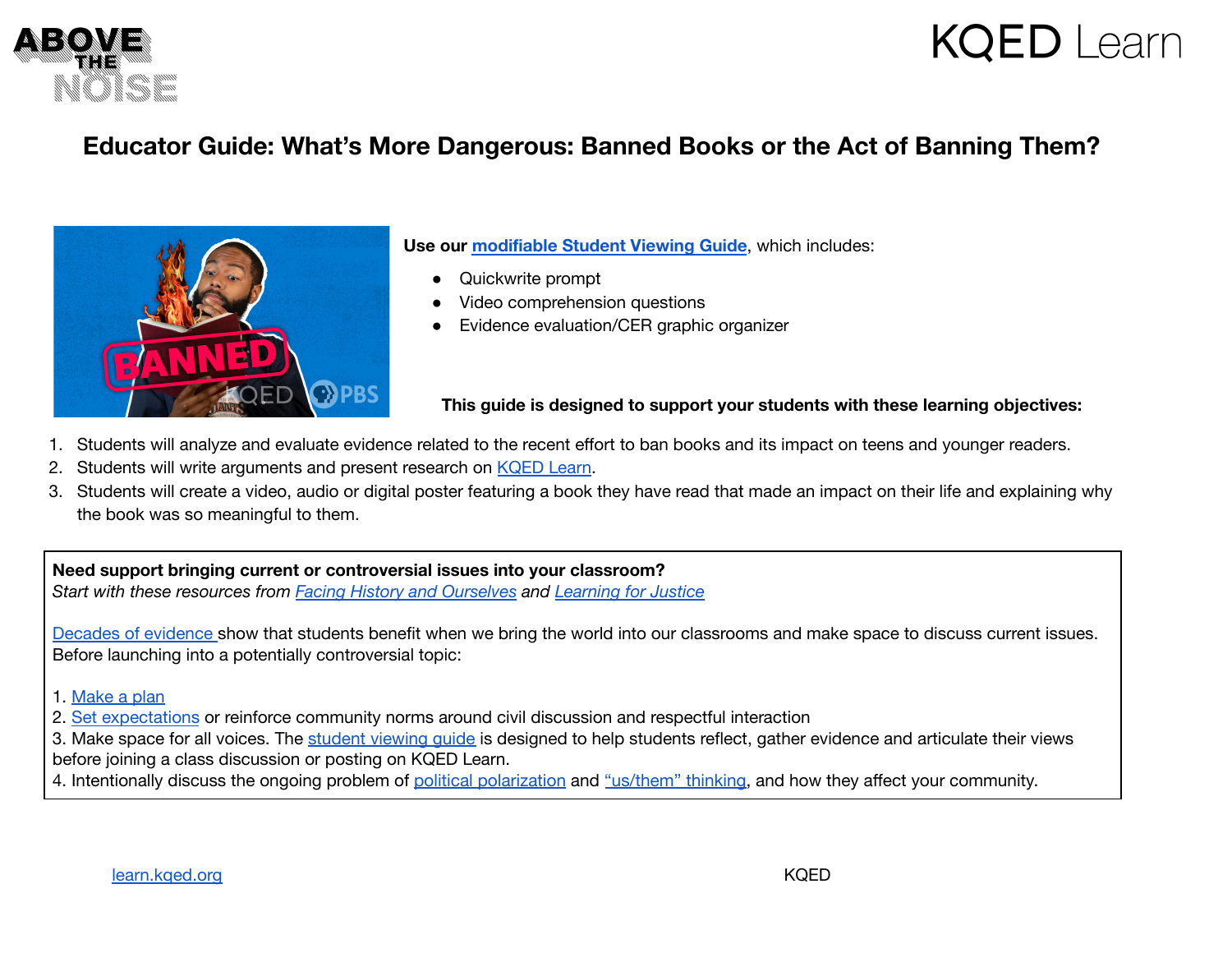# Educator Guide: What's More Dangerous: Banned Books or the Act of Banning Them?

**Use our modifiable Student Viewing Guide**, which includes:

- Quickwrite prompt
- Video comprehension questions
- Evidence evaluation/CER graphic organizer

**This guide is designed to support your students with these learning objectives:**

1. Students will analyze and evaluate evidence related to the recent effort to ban books and its impact on teens and younger readers.
2. Students will write arguments and present research on KQED Learn.
3. Students will create a video, audio or digital poster featuring a book they have read that made an impact on their life and explaining why the book was so meaningful to them.

**Need support bringing current or controversial issues into your classroom?**
*Start with these resources from Facing History and Ourselves and Learning for Justice*

Decades of evidence show that students benefit when we bring the world into our classrooms and make space to discuss current issues. Before launching into a potentially controversial topic:

1. Make a plan
2. Set expectations or reinforce community norms around civil discussion and respectful interaction
3. Make space for all voices. The student viewing guide is designed to help students reflect, gather evidence and articulate their views before joining a class discussion or posting on KQED Learn.
4. Intentionally discuss the ongoing problem of political polarization and "us/them" thinking, and how they affect your community.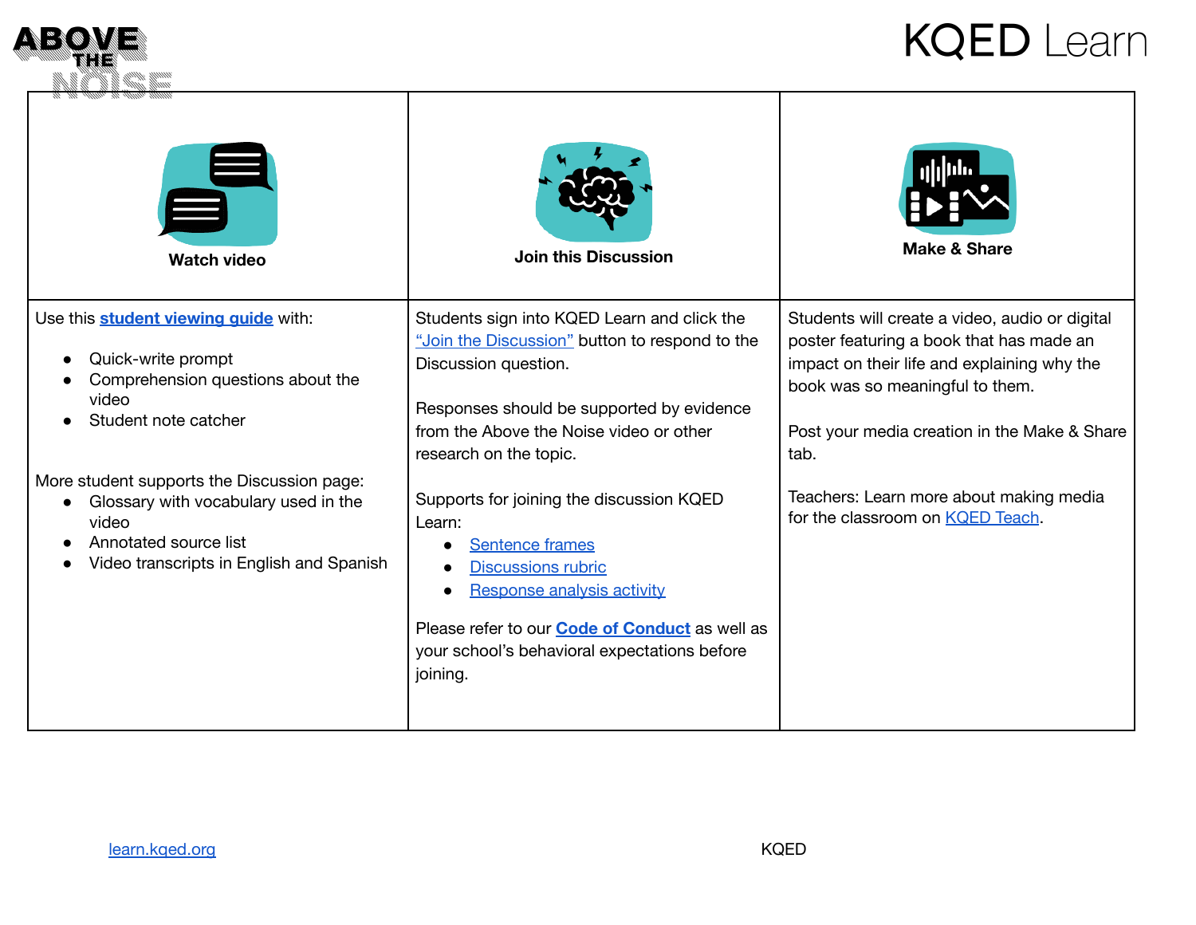| Watch video | Join this Discussion | Make & Share |
|---|---|---|
| Use this **student viewing guide** with:<br>• Quick-write prompt<br>• Comprehension questions about the video<br>• Student note catcher<br><br>More student supports the Discussion page:<br>• Glossary with vocabulary used in the video<br>• Annotated source list<br>• Video transcripts in English and Spanish | Students sign into KQED Learn and click the "Join the Discussion" button to respond to the Discussion question.<br><br>Responses should be supported by evidence from the Above the Noise video or other research on the topic.<br><br>Supports for joining the discussion KQED Learn:<br>• Sentence frames<br>• Discussions rubric<br>• Response analysis activity<br><br>Please refer to our **Code of Conduct** as well as your school's behavioral expectations before joining. | Students will create a video, audio or digital poster featuring a book that has made an impact on their life and explaining why the book was so meaningful to them.<br><br>Post your media creation in the Make & Share tab.<br><br>Teachers: Learn more about making media for the classroom on KQED Teach. |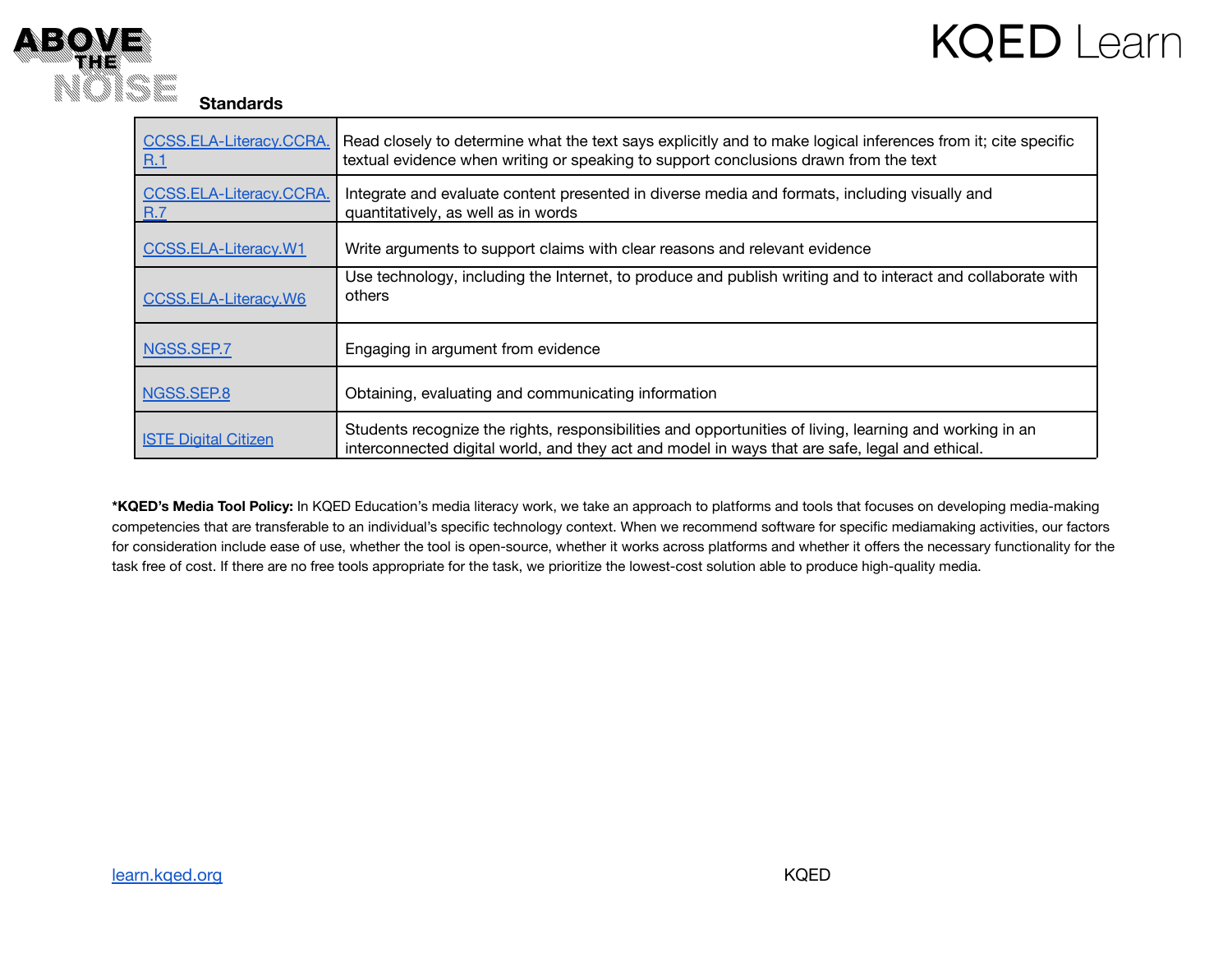**Standards**

| | |
|---|---|
| CCSS.ELA-Literacy.CCRA.R.1 | Read closely to determine what the text says explicitly and to make logical inferences from it; cite specific textual evidence when writing or speaking to support conclusions drawn from the text |
| CCSS.ELA-Literacy.CCRA.R.7 | Integrate and evaluate content presented in diverse media and formats, including visually and quantitatively, as well as in words |
| CCSS.ELA-Literacy.W1 | Write arguments to support claims with clear reasons and relevant evidence |
| CCSS.ELA-Literacy.W6 | Use technology, including the Internet, to produce and publish writing and to interact and collaborate with others |
| NGSS.SEP.7 | Engaging in argument from evidence |
| NGSS.SEP.8 | Obtaining, evaluating and communicating information |
| ISTE Digital Citizen | Students recognize the rights, responsibilities and opportunities of living, learning and working in an interconnected digital world, and they act and model in ways that are safe, legal and ethical. |

***KQED's Media Tool Policy:** In KQED Education's media literacy work, we take an approach to platforms and tools that focuses on developing media-making competencies that are transferable to an individual's specific technology context. When we recommend software for specific mediamaking activities, our factors for consideration include ease of use, whether the tool is open-source, whether it works across platforms and whether it offers the necessary functionality for the task free of cost. If there are no free tools appropriate for the task, we prioritize the lowest-cost solution able to produce high-quality media.